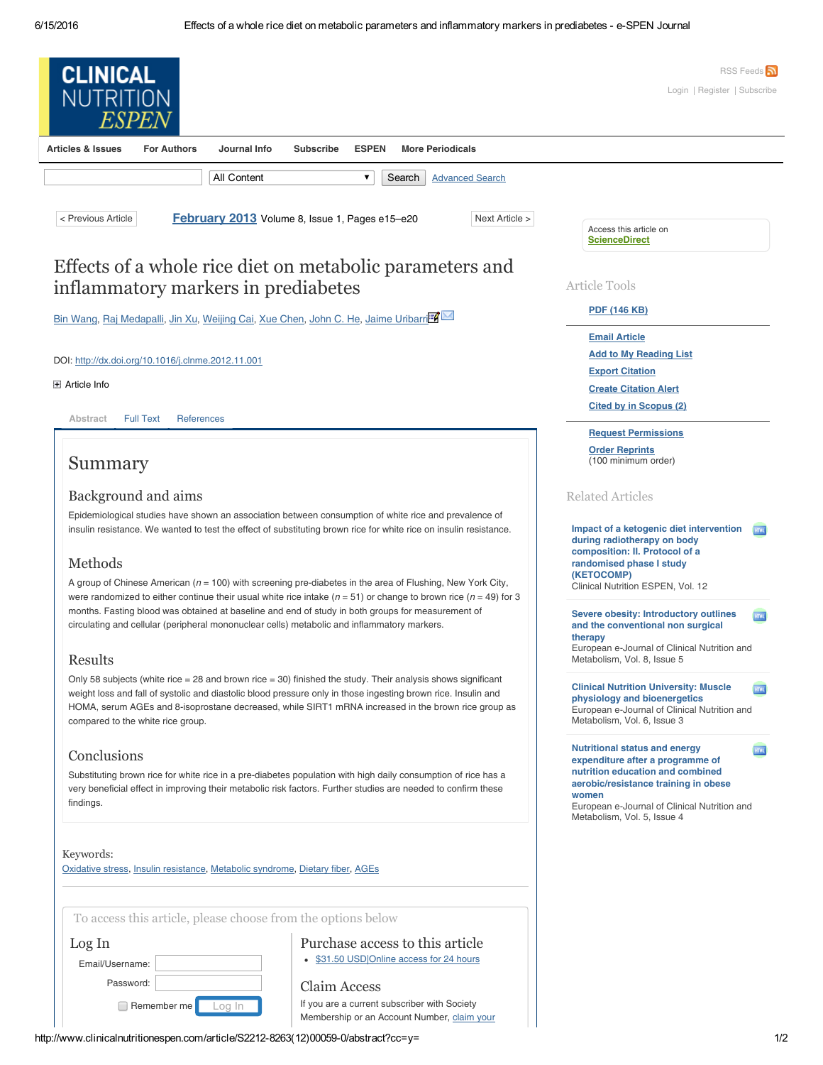# Effects of a whole rice diet on metabolic parameters and inflammatory markers in prediabetes

Bin Wang, Raj Medapalli, Jin Xu, Weijing Cai, Xue Chen, John C. He, Jaime Uribarri

DOI: http://dx.doi.org/10.1016/j.clnme.2012.11.001

## Summary

### Background and aims

Epidemiological studies have shown an association between consumption of white rice and prevalence of insulin resistance. We wanted to test the effect of substituting brown rice for white rice on insulin resistance.

### Methods

A group of Chinese American (*n* = 100) with screening pre-diabetes in the area of Flushing, New York City, were randomized to either continue their usual white rice intake (*n* = 51) or change to brown rice (*n* = 49) for 3 months. Fasting blood was obtained at baseline and end of study in both groups for measurement of circulating and cellular (peripheral mononuclear cells) metabolic and inflammatory markers.

### Results

Only 58 subjects (white rice = 28 and brown rice = 30) finished the study. Their analysis shows significant weight loss and fall of systolic and diastolic blood pressure only in those ingesting brown rice. Insulin and HOMA, serum AGEs and 8-isoprostane decreased, while SIRT1 mRNA increased in the brown rice group as compared to the white rice group.

### Conclusions

Substituting brown rice for white rice in a pre-diabetes population with high daily consumption of rice has a very beneficial effect in improving their metabolic risk factors. Further studies are needed to confirm these findings.

Keywords: Oxidative stress, Insulin resistance, Metabolic syndrome, Dietary fiber, AGEs